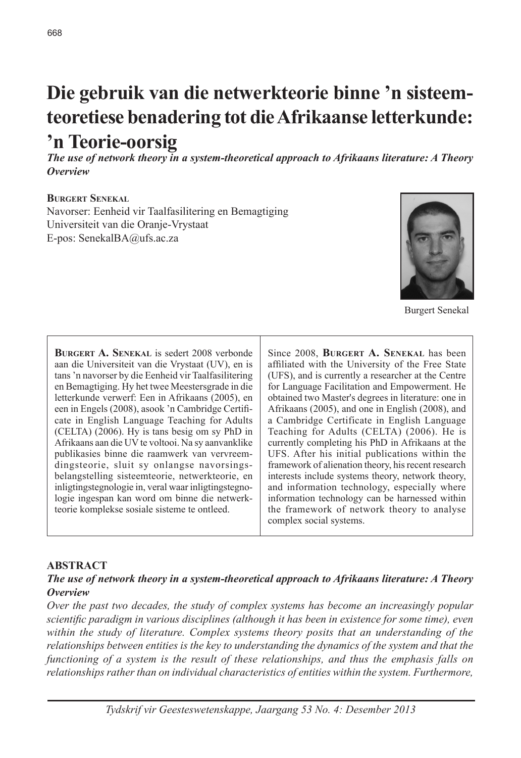# Die gebruik van die netwerkteorie binne 'n sisteem-teoretiese benadering tot die Afrikaanse letterkunde: 'n Teorie-oorsig

***The use of network theory in a system-theoretical approach to Afrikaans literature: A Theory Overview***

**Burgert Senekal**
Navorser: Eenheid vir Taalfasilitering en Bemagtiging
Universiteit van die Oranje-Vrystaat
E-pos: SenekalBA@ufs.ac.za

Burgert Senekal

**Burgert A. Senekal** is sedert 2008 verbonde aan die Universiteit van die Vrystaat (UV), en is tans 'n navorser by die Eenheid vir Taalfasilitering en Bemagtiging. Hy het twee Meestersgrade in die letterkunde verwerf: Een in Afrikaans (2005), en een in Engels (2008), asook 'n Cambridge Certificate in English Language Teaching for Adults (CELTA) (2006). Hy is tans besig om sy PhD in Afrikaans aan die UV te voltooi. Na sy aanvanklike publikasies binne die raamwerk van vervreemdingsteorie, sluit sy onlangse navorsingsbelangstelling sisteemteorie, netwerkteorie, en inligtingstegnologie in, veral waar inligtingstegnologie ingespan kan word om binne die netwerkteorie komplekse sosiale sisteme te ontleed.

Since 2008, **Burgert A. Senekal** has been affiliated with the University of the Free State (UFS), and is currently a researcher at the Centre for Language Facilitation and Empowerment. He obtained two Master's degrees in literature: one in Afrikaans (2005), and one in English (2008), and a Cambridge Certificate in English Language Teaching for Adults (CELTA) (2006). He is currently completing his PhD in Afrikaans at the UFS. After his initial publications within the framework of alienation theory, his recent research interests include systems theory, network theory, and information technology, especially where information technology can be harnessed within the framework of network theory to analyse complex social systems.

## ABSTRACT

***The use of network theory in a system-theoretical approach to Afrikaans literature: A Theory Overview***

*Over the past two decades, the study of complex systems has become an increasingly popular scientific paradigm in various disciplines (although it has been in existence for some time), even within the study of literature. Complex systems theory posits that an understanding of the relationships between entities is the key to understanding the dynamics of the system and that the functioning of a system is the result of these relationships, and thus the emphasis falls on relationships rather than on individual characteristics of entities within the system. Furthermore,*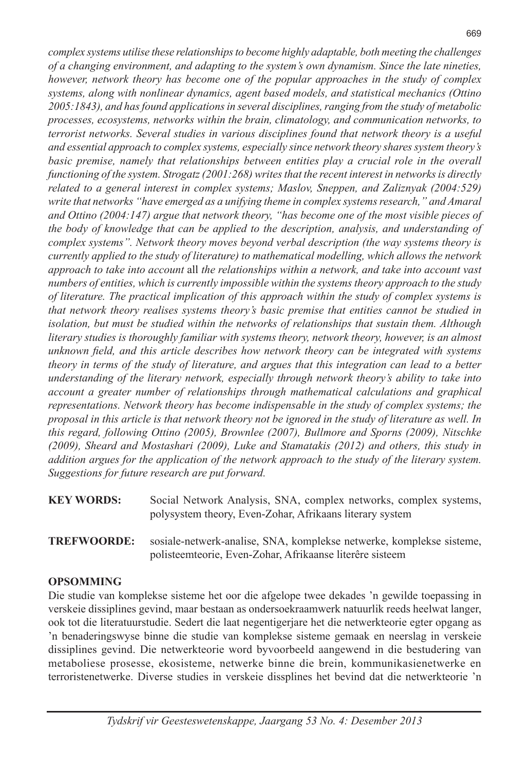*complex systems utilise these relationships to become highly adaptable, both meeting the challenges of a changing environment, and adapting to the system's own dynamism. Since the late nineties, however, network theory has become one of the popular approaches in the study of complex systems, along with nonlinear dynamics, agent based models, and statistical mechanics (Ottino 2005:1843), and has found applications in several disciplines, ranging from the study of metabolic processes, ecosystems, networks within the brain, climatology, and communication networks, to terrorist networks. Several studies in various disciplines found that network theory is a useful and essential approach to complex systems, especially since network theory shares system theory's basic premise, namely that relationships between entities play a crucial role in the overall functioning of the system. Strogatz (2001:268) writes that the recent interest in networks is directly related to a general interest in complex systems; Maslov, Sneppen, and Zaliznyak (2004:529) write that networks "have emerged as a unifying theme in complex systems research," and Amaral and Ottino (2004:147) argue that network theory, "has become one of the most visible pieces of the body of knowledge that can be applied to the description, analysis, and understanding of complex systems". Network theory moves beyond verbal description (the way systems theory is currently applied to the study of literature) to mathematical modelling, which allows the network approach to take into account* all *the relationships within a network, and take into account vast numbers of entities, which is currently impossible within the systems theory approach to the study of literature. The practical implication of this approach within the study of complex systems is that network theory realises systems theory's basic premise that entities cannot be studied in isolation, but must be studied within the networks of relationships that sustain them. Although literary studies is thoroughly familiar with systems theory, network theory, however, is an almost unknown field, and this article describes how network theory can be integrated with systems theory in terms of the study of literature, and argues that this integration can lead to a better understanding of the literary network, especially through network theory's ability to take into account a greater number of relationships through mathematical calculations and graphical representations. Network theory has become indispensable in the study of complex systems; the proposal in this article is that network theory not be ignored in the study of literature as well. In this regard, following Ottino (2005), Brownlee (2007), Bullmore and Sporns (2009), Nitschke (2009), Sheard and Mostashari (2009), Luke and Stamatakis (2012) and others, this study in addition argues for the application of the network approach to the study of the literary system. Suggestions for future research are put forward.*

**KEY WORDS:** Social Network Analysis, SNA, complex networks, complex systems, polysystem theory, Even-Zohar, Afrikaans literary system

**TREFWOORDE:** sosiale-netwerk-analise, SNA, komplekse netwerke, komplekse sisteme, polisteemteorie, Even-Zohar, Afrikaanse literêre sisteem

**OPSOMMING**

Die studie van komplekse sisteme het oor die afgelope twee dekades 'n gewilde toepassing in verskeie dissiplines gevind, maar bestaan as ondersoekraamwerk natuurlik reeds heelwat langer, ook tot die literatuurstudie. Sedert die laat negentigerjare het die netwerkteorie egter opgang as 'n benaderingswyse binne die studie van komplekse sisteme gemaak en neerslag in verskeie dissiplines gevind. Die netwerkteorie word byvoorbeeld aangewend in die bestudering van metaboliese prosesse, ekosisteme, netwerke binne die brein, kommunikasienetwerke en terroristenetwerke. Diverse studies in verskeie dissplines het bevind dat die netwerkteorie 'n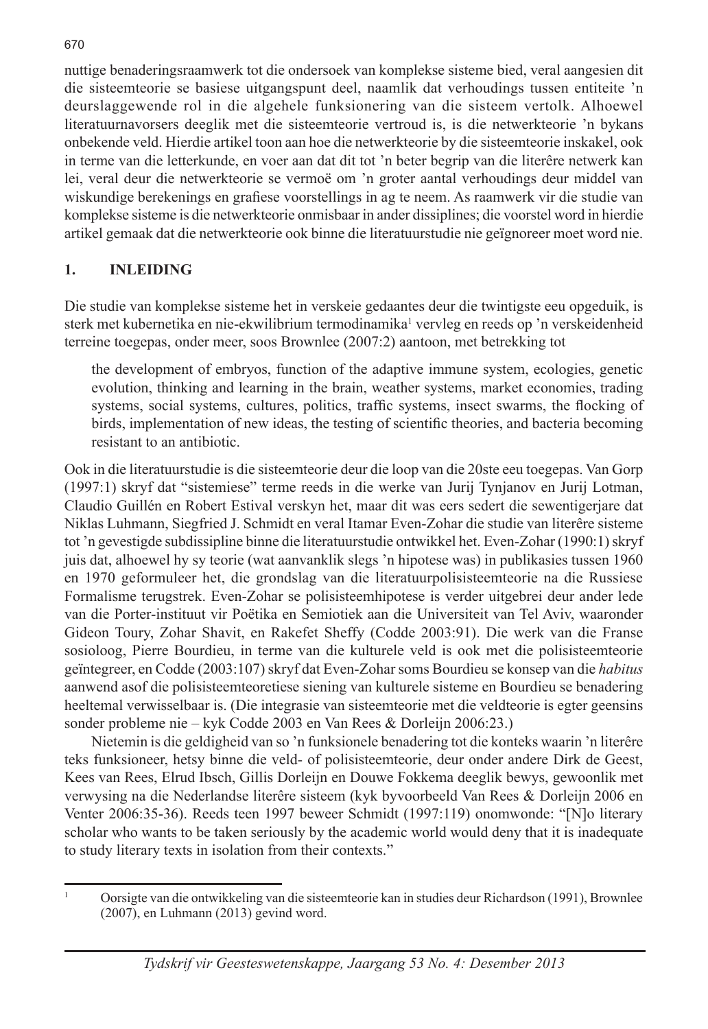nuttige benaderingsraamwerk tot die ondersoek van komplekse sisteme bied, veral aangesien dit die sisteemteorie se basiese uitgangspunt deel, naamlik dat verhoudings tussen entiteite 'n deurslaggewende rol in die algehele funksionering van die sisteem vertolk. Alhoewel literatuurnavorsers deeglik met die sisteemteorie vertroud is, is die netwerkteorie 'n bykans onbekende veld. Hierdie artikel toon aan hoe die netwerkteorie by die sisteemteorie inskakel, ook in terme van die letterkunde, en voer aan dat dit tot 'n beter begrip van die literêre netwerk kan lei, veral deur die netwerkteorie se vermoë om 'n groter aantal verhoudings deur middel van wiskundige berekenings en grafiese voorstellings in ag te neem. As raamwerk vir die studie van komplekse sisteme is die netwerkteorie onmisbaar in ander dissiplines; die voorstel word in hierdie artikel gemaak dat die netwerkteorie ook binne die literatuurstudie nie geïgnoreer moet word nie.

## 1. INLEIDING

Die studie van komplekse sisteme het in verskeie gedaantes deur die twintigste eeu opgeduik, is sterk met kubernetika en nie-ekwilibrium termodinamika[1] vervleg en reeds op 'n verskeidenheid terreine toegepas, onder meer, soos Brownlee (2007:2) aantoon, met betrekking tot

> the development of embryos, function of the adaptive immune system, ecologies, genetic evolution, thinking and learning in the brain, weather systems, market economies, trading systems, social systems, cultures, politics, traffic systems, insect swarms, the flocking of birds, implementation of new ideas, the testing of scientific theories, and bacteria becoming resistant to an antibiotic.

Ook in die literatuurstudie is die sisteemteorie deur die loop van die 20ste eeu toegepas. Van Gorp (1997:1) skryf dat "sistemiese" terme reeds in die werke van Jurij Tynjanov en Jurij Lotman, Claudio Guillén en Robert Estival verskyn het, maar dit was eers sedert die sewentigerjare dat Niklas Luhmann, Siegfried J. Schmidt en veral Itamar Even-Zohar die studie van literêre sisteme tot 'n gevestigde subdissipline binne die literatuurstudie ontwikkel het. Even-Zohar (1990:1) skryf juis dat, alhoewel hy sy teorie (wat aanvanklik slegs 'n hipotese was) in publikasies tussen 1960 en 1970 geformuleer het, die grondslag van die literatuurpolisisteemteorie na die Russiese Formalisme terugstrek. Even-Zohar se polisisteemhipotese is verder uitgebrei deur ander lede van die Porter-instituut vir Poëtika en Semiotiek aan die Universiteit van Tel Aviv, waaronder Gideon Toury, Zohar Shavit, en Rakefet Sheffy (Codde 2003:91). Die werk van die Franse sosioloog, Pierre Bourdieu, in terme van die kulturele veld is ook met die polisisteemteorie geïntegreer, en Codde (2003:107) skryf dat Even-Zohar soms Bourdieu se konsep van die *habitus* aanwend asof die polisisteemteoretiese siening van kulturele sisteme en Bourdieu se benadering heeltemal verwisselbaar is. (Die integrasie van sisteemteorie met die veldteorie is egter geensins sonder probleme nie – kyk Codde 2003 en Van Rees & Dorleijn 2006:23.)

Nietemin is die geldigheid van so 'n funksionele benadering tot die konteks waarin 'n literêre teks funksioneer, hetsy binne die veld- of polisisteemteorie, deur onder andere Dirk de Geest, Kees van Rees, Elrud Ibsch, Gillis Dorleijn en Douwe Fokkema deeglik bewys, gewoonlik met verwysing na die Nederlandse literêre sisteem (kyk byvoorbeeld Van Rees & Dorleijn 2006 en Venter 2006:35-36). Reeds teen 1997 beweer Schmidt (1997:119) onomwonde: "[N]o literary scholar who wants to be taken seriously by the academic world would deny that it is inadequate to study literary texts in isolation from their contexts."

---

[1] Oorsigte van die ontwikkeling van die sisteemteorie kan in studies deur Richardson (1991), Brownlee (2007), en Luhmann (2013) gevind word.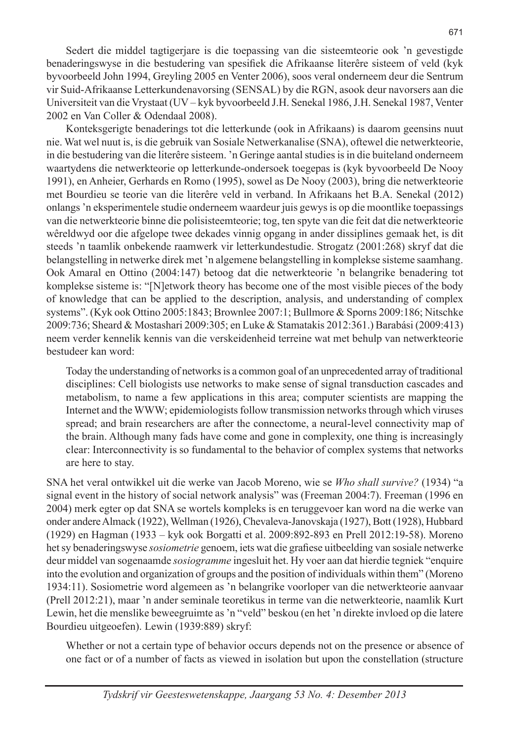Sedert die middel tagtigerjare is die toepassing van die sisteemteorie ook 'n gevestigde benaderingswyse in die bestudering van spesifiek die Afrikaanse literêre sisteem of veld (kyk byvoorbeeld John 1994, Greyling 2005 en Venter 2006), soos veral onderneem deur die Sentrum vir Suid-Afrikaanse Letterkundenavorsing (SENSAL) by die RGN, asook deur navorsers aan die Universiteit van die Vrystaat (UV – kyk byvoorbeeld J.H. Senekal 1986, J.H. Senekal 1987, Venter 2002 en Van Coller & Odendaal 2008).

Konteksgerigte benaderings tot die letterkunde (ook in Afrikaans) is daarom geensins nuut nie. Wat wel nuut is, is die gebruik van Sosiale Netwerkanalise (SNA), oftewel die netwerkteorie, in die bestudering van die literêre sisteem. 'n Geringe aantal studies is in die buiteland onderneem waartydens die netwerkteorie op letterkunde-ondersoek toegepas is (kyk byvoorbeeld De Nooy 1991), en Anheier, Gerhards en Romo (1995), sowel as De Nooy (2003), bring die netwerkteorie met Bourdieu se teorie van die literêre veld in verband. In Afrikaans het B.A. Senekal (2012) onlangs 'n eksperimentele studie onderneem waardeur juis gewys is op die moontlike toepassings van die netwerkteorie binne die polisisteemteorie; tog, ten spyte van die feit dat die netwerkteorie wêreldwyd oor die afgelope twee dekades vinnig opgang in ander dissiplines gemaak het, is dit steeds 'n taamlik onbekende raamwerk vir letterkundestudie. Strogatz (2001:268) skryf dat die belangstelling in netwerke direk met 'n algemene belangstelling in komplekse sisteme saamhang. Ook Amaral en Ottino (2004:147) betoog dat die netwerkteorie 'n belangrike benadering tot komplekse sisteme is: "[N]etwork theory has become one of the most visible pieces of the body of knowledge that can be applied to the description, analysis, and understanding of complex systems". (Kyk ook Ottino 2005:1843; Brownlee 2007:1; Bullmore & Sporns 2009:186; Nitschke 2009:736; Sheard & Mostashari 2009:305; en Luke & Stamatakis 2012:361.) Barabási (2009:413) neem verder kennelik kennis van die verskeidenheid terreine wat met behulp van netwerkteorie bestudeer kan word:

> Today the understanding of networks is a common goal of an unprecedented array of traditional disciplines: Cell biologists use networks to make sense of signal transduction cascades and metabolism, to name a few applications in this area; computer scientists are mapping the Internet and the WWW; epidemiologists follow transmission networks through which viruses spread; and brain researchers are after the connectome, a neural-level connectivity map of the brain. Although many fads have come and gone in complexity, one thing is increasingly clear: Interconnectivity is so fundamental to the behavior of complex systems that networks are here to stay.

SNA het veral ontwikkel uit die werke van Jacob Moreno, wie se *Who shall survive?* (1934) "a signal event in the history of social network analysis" was (Freeman 2004:7). Freeman (1996 en 2004) merk egter op dat SNA se wortels kompleks is en teruggevoer kan word na die werke van onder andere Almack (1922), Wellman (1926), Chevaleva-Janovskaja (1927), Bott (1928), Hubbard (1929) en Hagman (1933 – kyk ook Borgatti et al. 2009:892-893 en Prell 2012:19-58). Moreno het sy benaderingswyse *sosiometrie* genoem, iets wat die grafiese uitbeelding van sosiale netwerke deur middel van sogenaamde *sosiogramme* ingesluit het. Hy voer aan dat hierdie tegniek "enquire into the evolution and organization of groups and the position of individuals within them" (Moreno 1934:11). Sosiometrie word algemeen as 'n belangrike voorloper van die netwerkteorie aanvaar (Prell 2012:21), maar 'n ander seminale teoretikus in terme van die netwerkteorie, naamlik Kurt Lewin, het die menslike beweegruimte as 'n "veld" beskou (en het 'n direkte invloed op die latere Bourdieu uitgeoefen). Lewin (1939:889) skryf:

> Whether or not a certain type of behavior occurs depends not on the presence or absence of one fact or of a number of facts as viewed in isolation but upon the constellation (structure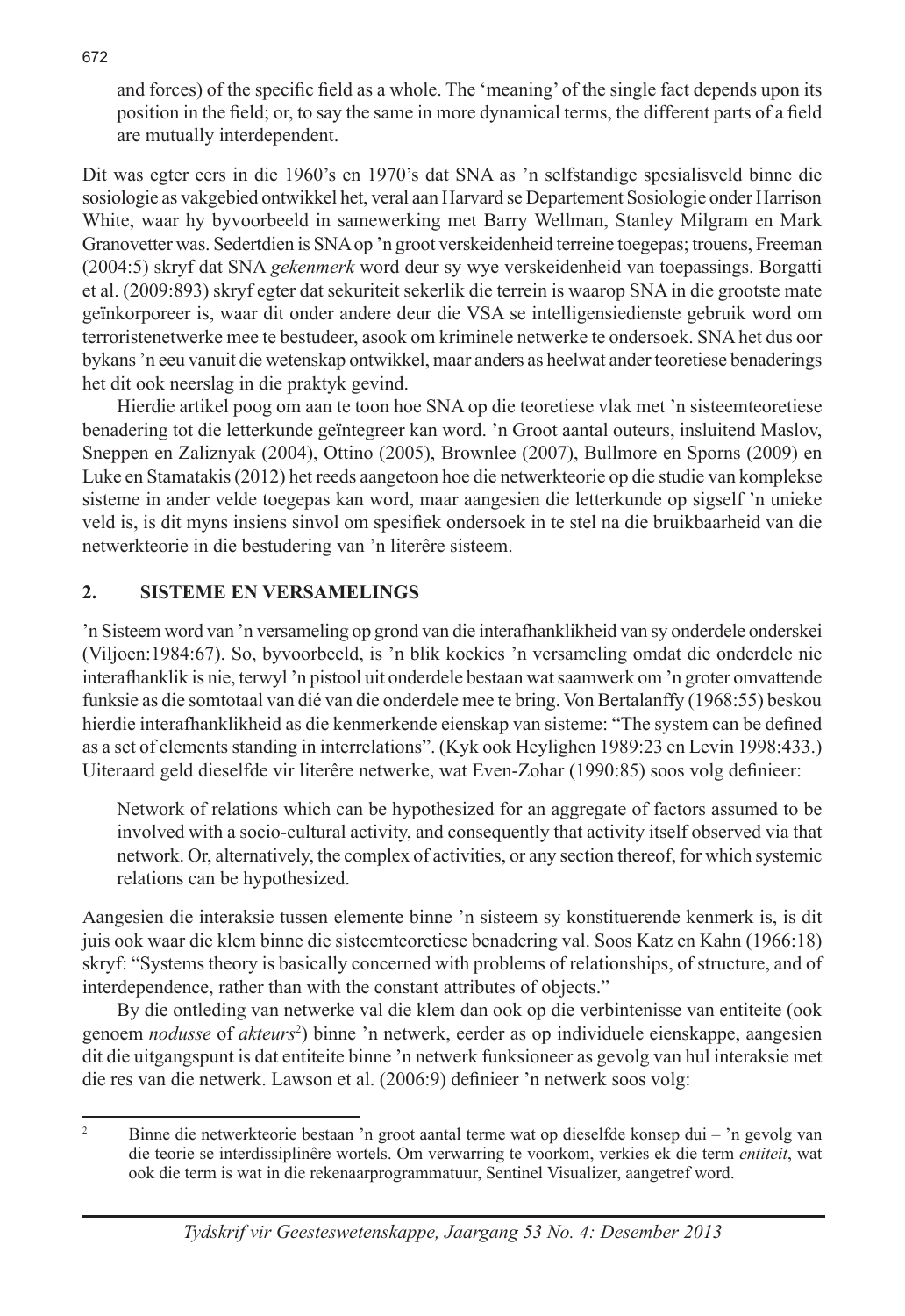and forces) of the specific field as a whole. The 'meaning' of the single fact depends upon its position in the field; or, to say the same in more dynamical terms, the different parts of a field are mutually interdependent.

Dit was egter eers in die 1960's en 1970's dat SNA as 'n selfstandige spesialisveld binne die sosiologie as vakgebied ontwikkel het, veral aan Harvard se Departement Sosiologie onder Harrison White, waar hy byvoorbeeld in samewerking met Barry Wellman, Stanley Milgram en Mark Granovetter was. Sedertdien is SNA op 'n groot verskeidenheid terreine toegepas; trouens, Freeman (2004:5) skryf dat SNA *gekenmerk* word deur sy wye verskeidenheid van toepassings. Borgatti et al. (2009:893) skryf egter dat sekuriteit sekerlik die terrein is waarop SNA in die grootste mate geïnkorporeer is, waar dit onder andere deur die VSA se intelligensiedienste gebruik word om terroristenetwerke mee te bestudeer, asook om kriminele netwerke te ondersoek. SNA het dus oor bykans 'n eeu vanuit die wetenskap ontwikkel, maar anders as heelwat ander teoretiese benaderings het dit ook neerslag in die praktyk gevind.

Hierdie artikel poog om aan te toon hoe SNA op die teoretiese vlak met 'n sisteemteoretiese benadering tot die letterkunde geïntegreer kan word. 'n Groot aantal outeurs, insluitend Maslov, Sneppen en Zaliznyak (2004), Ottino (2005), Brownlee (2007), Bullmore en Sporns (2009) en Luke en Stamatakis (2012) het reeds aangetoon hoe die netwerkteorie op die studie van komplekse sisteme in ander velde toegepas kan word, maar aangesien die letterkunde op sigself 'n unieke veld is, is dit myns insiens sinvol om spesifiek ondersoek in te stel na die bruikbaarheid van die netwerkteorie in die bestudering van 'n literêre sisteem.

## 2. SISTEME EN VERSAMELINGS

'n Sisteem word van 'n versameling op grond van die interafhanklikheid van sy onderdele onderskei (Viljoen:1984:67). So, byvoorbeeld, is 'n blik koekies 'n versameling omdat die onderdele nie interafhanklik is nie, terwyl 'n pistool uit onderdele bestaan wat saamwerk om 'n groter omvattende funksie as die somtotaal van dié van die onderdele mee te bring. Von Bertalanffy (1968:55) beskou hierdie interafhanklikheid as die kenmerkende eienskap van sisteme: "The system can be defined as a set of elements standing in interrelations". (Kyk ook Heylighen 1989:23 en Levin 1998:433.) Uiteraard geld dieselfde vir literêre netwerke, wat Even-Zohar (1990:85) soos volg definieer:

> Network of relations which can be hypothesized for an aggregate of factors assumed to be involved with a socio-cultural activity, and consequently that activity itself observed via that network. Or, alternatively, the complex of activities, or any section thereof, for which systemic relations can be hypothesized.

Aangesien die interaksie tussen elemente binne 'n sisteem sy konstituerende kenmerk is, is dit juis ook waar die klem binne die sisteemteoretiese benadering val. Soos Katz en Kahn (1966:18) skryf: "Systems theory is basically concerned with problems of relationships, of structure, and of interdependence, rather than with the constant attributes of objects."

By die ontleding van netwerke val die klem dan ook op die verbintenisse van entiteite (ook genoem *nodusse* of *akteurs*[2]) binne 'n netwerk, eerder as op individuele eienskappe, aangesien dit die uitgangspunt is dat entiteite binne 'n netwerk funksioneer as gevolg van hul interaksie met die res van die netwerk. Lawson et al. (2006:9) definieer 'n netwerk soos volg:

---

[2] Binne die netwerkteorie bestaan 'n groot aantal terme wat op dieselfde konsep dui – 'n gevolg van die teorie se interdissiplinêre wortels. Om verwarring te voorkom, verkies ek die term *entiteit*, wat ook die term is wat in die rekenaarprogrammatuur, Sentinel Visualizer, aangetref word.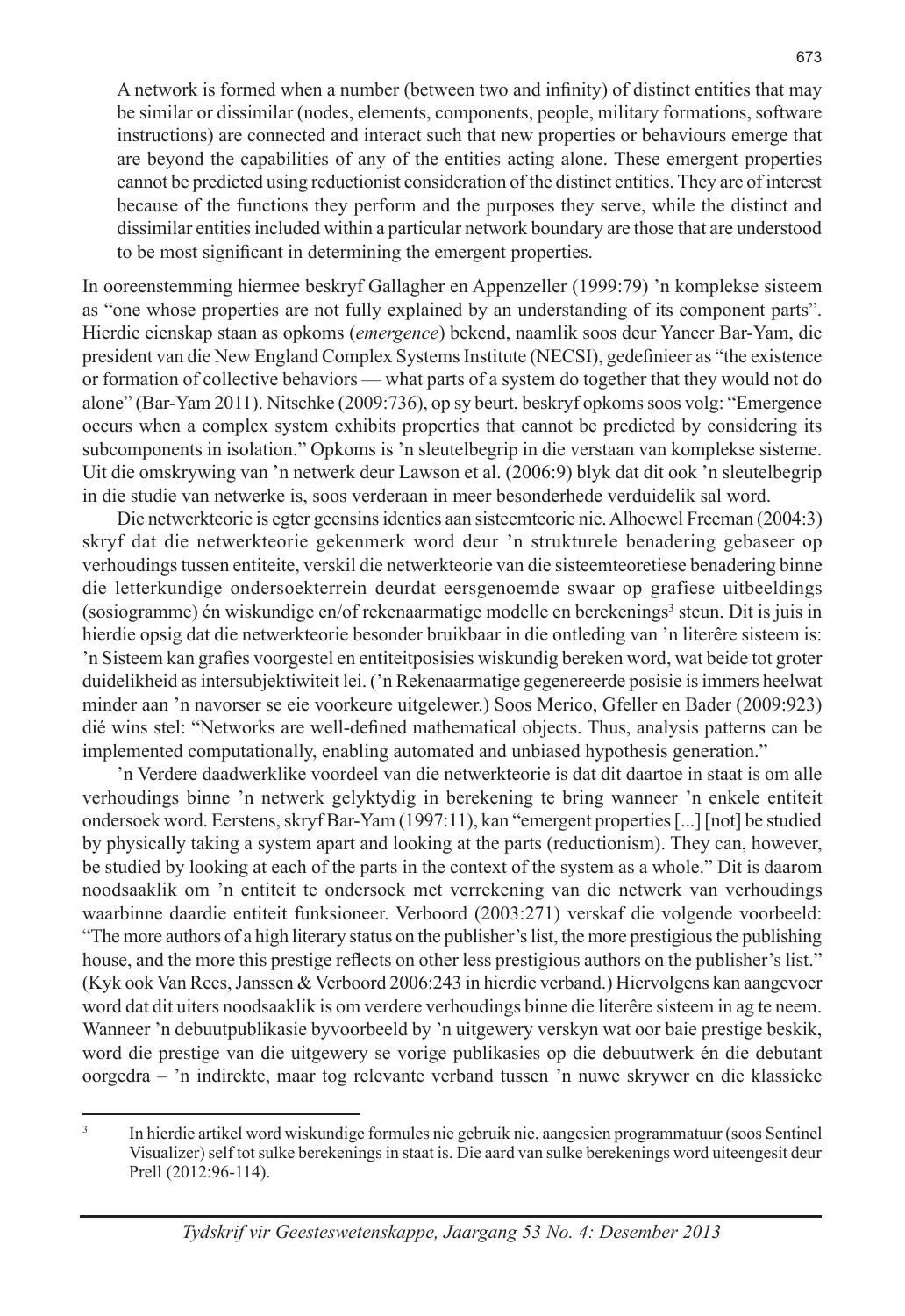> A network is formed when a number (between two and infinity) of distinct entities that may be similar or dissimilar (nodes, elements, components, people, military formations, software instructions) are connected and interact such that new properties or behaviours emerge that are beyond the capabilities of any of the entities acting alone. These emergent properties cannot be predicted using reductionist consideration of the distinct entities. They are of interest because of the functions they perform and the purposes they serve, while the distinct and dissimilar entities included within a particular network boundary are those that are understood to be most significant in determining the emergent properties.

In ooreenstemming hiermee beskryf Gallagher en Appenzeller (1999:79) 'n komplekse sisteem as "one whose properties are not fully explained by an understanding of its component parts". Hierdie eienskap staan as opkoms (*emergence*) bekend, naamlik soos deur Yaneer Bar-Yam, die president van die New England Complex Systems Institute (NECSI), gedefinieer as "the existence or formation of collective behaviors — what parts of a system do together that they would not do alone" (Bar-Yam 2011). Nitschke (2009:736), op sy beurt, beskryf opkoms soos volg: "Emergence occurs when a complex system exhibits properties that cannot be predicted by considering its subcomponents in isolation." Opkoms is 'n sleutelbegrip in die verstaan van komplekse sisteme. Uit die omskrywing van 'n netwerk deur Lawson et al. (2006:9) blyk dat dit ook 'n sleutelbegrip in die studie van netwerke is, soos verderaan in meer besonderhede verduidelik sal word.

Die netwerkteorie is egter geensins identies aan sisteemteorie nie. Alhoewel Freeman (2004:3) skryf dat die netwerkteorie gekenmerk word deur 'n strukturele benadering gebaseer op verhoudings tussen entiteite, verskil die netwerkteorie van die sisteemteoretiese benadering binne die letterkundige ondersoekterrein deurdat eersgenoemde swaar op grafiese uitbeeldings (sosiogramme) én wiskundige en/of rekenaarmatige modelle en berekenings[3] steun. Dit is juis in hierdie opsig dat die netwerkteorie besonder bruikbaar in die ontleding van 'n literêre sisteem is: 'n Sisteem kan grafies voorgestel en entiteitposisies wiskundig bereken word, wat beide tot groter duidelikheid as intersubjektiwiteit lei. ('n Rekenaarmatige gegenereerde posisie is immers heelwat minder aan 'n navorser se eie voorkeure uitgelewer.) Soos Merico, Gfeller en Bader (2009:923) dié wins stel: "Networks are well-defined mathematical objects. Thus, analysis patterns can be implemented computationally, enabling automated and unbiased hypothesis generation."

'n Verdere daadwerklike voordeel van die netwerkteorie is dat dit daartoe in staat is om alle verhoudings binne 'n netwerk gelyktydig in berekening te bring wanneer 'n enkele entiteit ondersoek word. Eerstens, skryf Bar-Yam (1997:11), kan "emergent properties [...] [not] be studied by physically taking a system apart and looking at the parts (reductionism). They can, however, be studied by looking at each of the parts in the context of the system as a whole." Dit is daarom noodsaaklik om 'n entiteit te ondersoek met verrekening van die netwerk van verhoudings waarbinne daardie entiteit funksioneer. Verboord (2003:271) verskaf die volgende voorbeeld: "The more authors of a high literary status on the publisher's list, the more prestigious the publishing house, and the more this prestige reflects on other less prestigious authors on the publisher's list." (Kyk ook Van Rees, Janssen & Verboord 2006:243 in hierdie verband.) Hiervolgens kan aangevoer word dat dit uiters noodsaaklik is om verdere verhoudings binne die literêre sisteem in ag te neem. Wanneer 'n debuutpublikasie byvoorbeeld by 'n uitgewery verskyn wat oor baie prestige beskik, word die prestige van die uitgewery se vorige publikasies op die debuutwerk én die debutant oorgedra – 'n indirekte, maar tog relevante verband tussen 'n nuwe skrywer en die klassieke

---

[3] In hierdie artikel word wiskundige formules nie gebruik nie, aangesien programmatuur (soos Sentinel Visualizer) self tot sulke berekenings in staat is. Die aard van sulke berekenings word uiteengesit deur Prell (2012:96-114).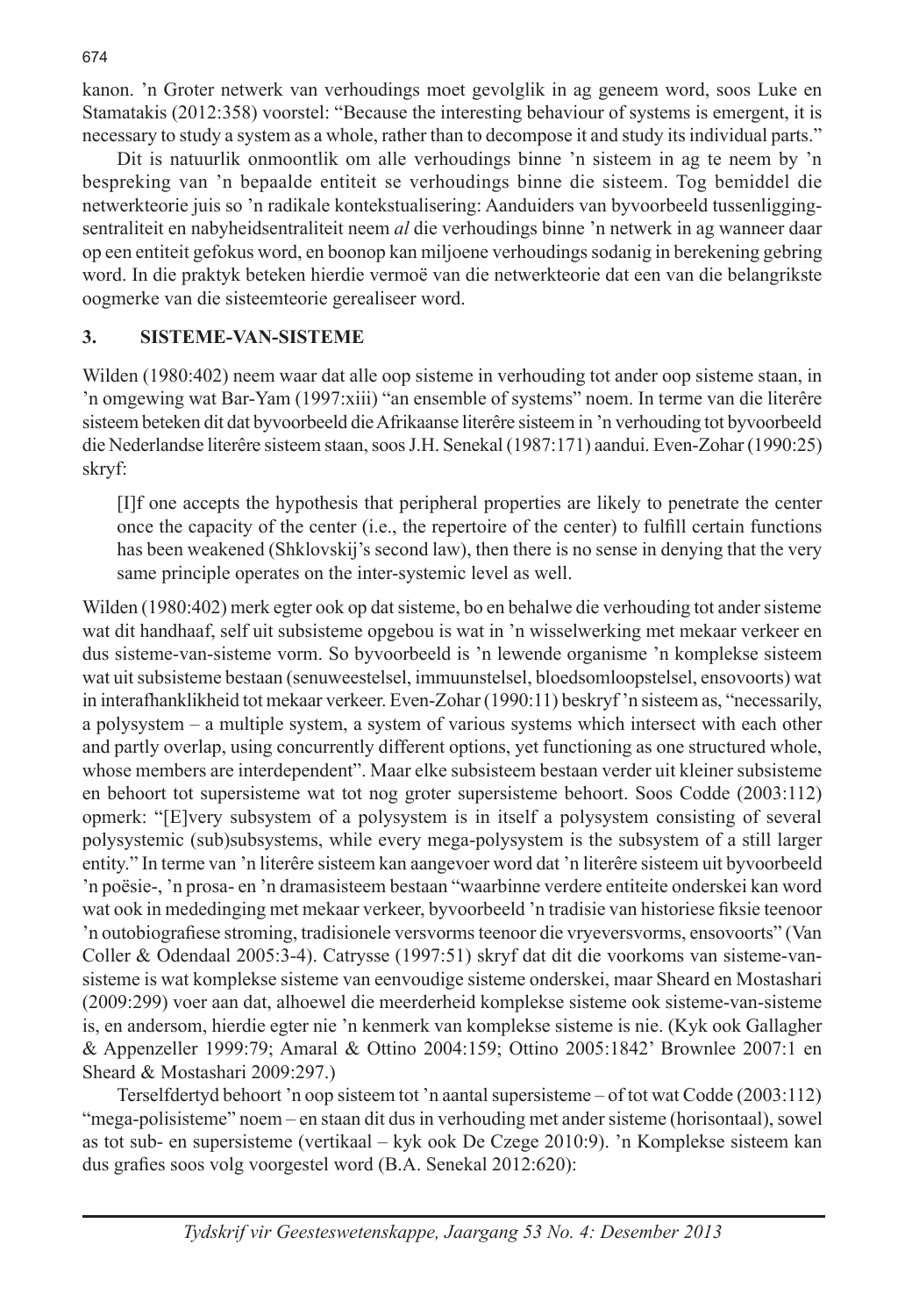kanon. 'n Groter netwerk van verhoudings moet gevolglik in ag geneem word, soos Luke en Stamatakis (2012:358) voorstel: "Because the interesting behaviour of systems is emergent, it is necessary to study a system as a whole, rather than to decompose it and study its individual parts."

Dit is natuurlik onmoontlik om alle verhoudings binne 'n sisteem in ag te neem by 'n bespreking van 'n bepaalde entiteit se verhoudings binne die sisteem. Tog bemiddel die netwerkteorie juis so 'n radikale kontekstualisering: Aanduiders van byvoorbeeld tussenliggingsentraliteit en nabyheidsentraliteit neem *al* die verhoudings binne 'n netwerk in ag wanneer daar op een entiteit gefokus word, en boonop kan miljoene verhoudings sodanig in berekening gebring word. In die praktyk beteken hierdie vermoë van die netwerkteorie dat een van die belangrikste oogmerke van die sisteemteorie gerealiseer word.

## 3. SISTEME-VAN-SISTEME

Wilden (1980:402) neem waar dat alle oop sisteme in verhouding tot ander oop sisteme staan, in 'n omgewing wat Bar-Yam (1997:xiii) "an ensemble of systems" noem. In terme van die literêre sisteem beteken dit dat byvoorbeeld die Afrikaanse literêre sisteem in 'n verhouding tot byvoorbeeld die Nederlandse literêre sisteem staan, soos J.H. Senekal (1987:171) aandui. Even-Zohar (1990:25) skryf:

> [I]f one accepts the hypothesis that peripheral properties are likely to penetrate the center once the capacity of the center (i.e., the repertoire of the center) to fulfill certain functions has been weakened (Shklovskij's second law), then there is no sense in denying that the very same principle operates on the inter-systemic level as well.

Wilden (1980:402) merk egter ook op dat sisteme, bo en behalwe die verhouding tot ander sisteme wat dit handhaaf, self uit subsisteme opgebou is wat in 'n wisselwerking met mekaar verkeer en dus sisteme-van-sisteme vorm. So byvoorbeeld is 'n lewende organisme 'n komplekse sisteem wat uit subsisteme bestaan (senuweestelsel, immuunstelsel, bloedsomloopstelsel, ensovoorts) wat in interafhanklikheid tot mekaar verkeer. Even-Zohar (1990:11) beskryf 'n sisteem as, "necessarily, a polysystem – a multiple system, a system of various systems which intersect with each other and partly overlap, using concurrently different options, yet functioning as one structured whole, whose members are interdependent". Maar elke subsisteem bestaan verder uit kleiner subsisteme en behoort tot supersisteme wat tot nog groter supersisteme behoort. Soos Codde (2003:112) opmerk: "[E]very subsystem of a polysystem is in itself a polysystem consisting of several polysystemic (sub)subsystems, while every mega-polysystem is the subsystem of a still larger entity." In terme van 'n literêre sisteem kan aangevoer word dat 'n literêre sisteem uit byvoorbeeld 'n poësie-, 'n prosa- en 'n dramasisteem bestaan "waarbinne verdere entiteite onderskei kan word wat ook in mededinging met mekaar verkeer, byvoorbeeld 'n tradisie van historiese fiksie teenoor 'n outobiografiese stroming, tradisionele versvorms teenoor die vryeversvorms, ensovoorts" (Van Coller & Odendaal 2005:3-4). Catrysse (1997:51) skryf dat dit die voorkoms van sisteme-van-sisteme is wat komplekse sisteme van eenvoudige sisteme onderskei, maar Sheard en Mostashari (2009:299) voer aan dat, alhoewel die meerderheid komplekse sisteme ook sisteme-van-sisteme is, en andersom, hierdie egter nie 'n kenmerk van komplekse sisteme is nie. (Kyk ook Gallagher & Appenzeller 1999:79; Amaral & Ottino 2004:159; Ottino 2005:1842' Brownlee 2007:1 en Sheard & Mostashari 2009:297.)

Terselfdertyd behoort 'n oop sisteem tot 'n aantal supersisteme – of tot wat Codde (2003:112) "mega-polisisteme" noem – en staan dit dus in verhouding met ander sisteme (horisontaal), sowel as tot sub- en supersisteme (vertikaal – kyk ook De Czege 2010:9). 'n Komplekse sisteem kan dus grafies soos volg voorgestel word (B.A. Senekal 2012:620):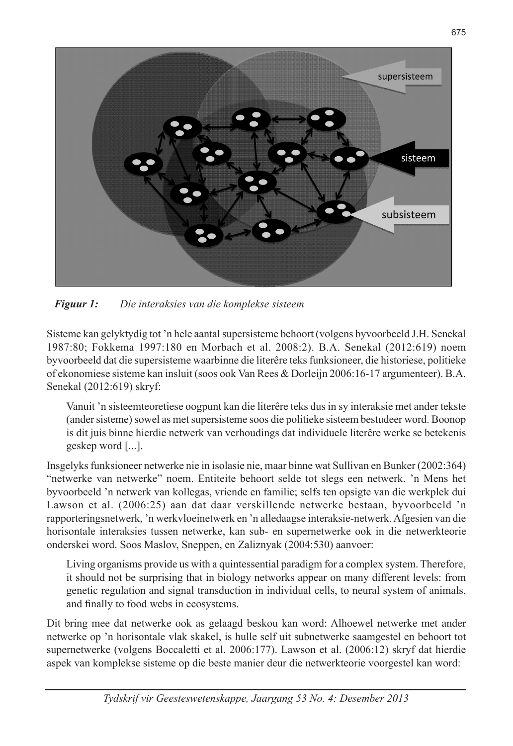*Figuur 1:* *Die interaksies van die komplekse sisteem*

Sisteme kan gelyktydig tot 'n hele aantal supersisteme behoort (volgens byvoorbeeld J.H. Senekal 1987:80; Fokkema 1997:180 en Morbach et al. 2008:2). B.A. Senekal (2012:619) noem byvoorbeeld dat die supersisteme waarbinne die literêre teks funksioneer, die historiese, politieke of ekonomiese sisteme kan insluit (soos ook Van Rees & Dorleijn 2006:16-17 argumenteer). B.A. Senekal (2012:619) skryf:

> Vanuit 'n sisteemteoretiese oogpunt kan die literêre teks dus in sy interaksie met ander tekste (ander sisteme) sowel as met supersisteme soos die politieke sisteem bestudeer word. Boonop is dit juis binne hierdie netwerk van verhoudings dat individuele literêre werke se betekenis geskep word [...].

Insgelyks funksioneer netwerke nie in isolasie nie, maar binne wat Sullivan en Bunker (2002:364) "netwerke van netwerke" noem. Entiteite behoort selde tot slegs een netwerk. 'n Mens het byvoorbeeld 'n netwerk van kollegas, vriende en familie; selfs ten opsigte van die werkplek dui Lawson et al. (2006:25) aan dat daar verskillende netwerke bestaan, byvoorbeeld 'n rapporteringsnetwerk, 'n werkvloeinetwerk en 'n alledaagse interaksie-netwerk. Afgesien van die horisontale interaksies tussen netwerke, kan sub- en supernetwerke ook in die netwerkteorie onderskei word. Soos Maslov, Sneppen, en Zaliznyak (2004:530) aanvoer:

> Living organisms provide us with a quintessential paradigm for a complex system. Therefore, it should not be surprising that in biology networks appear on many different levels: from genetic regulation and signal transduction in individual cells, to neural system of animals, and finally to food webs in ecosystems.

Dit bring mee dat netwerke ook as gelaagd beskou kan word: Alhoewel netwerke met ander netwerke op 'n horisontale vlak skakel, is hulle self uit subnetwerke saamgestel en behoort tot supernetwerke (volgens Boccaletti et al. 2006:177). Lawson et al. (2006:12) skryf dat hierdie aspek van komplekse sisteme op die beste manier deur die netwerkteorie voorgestel kan word: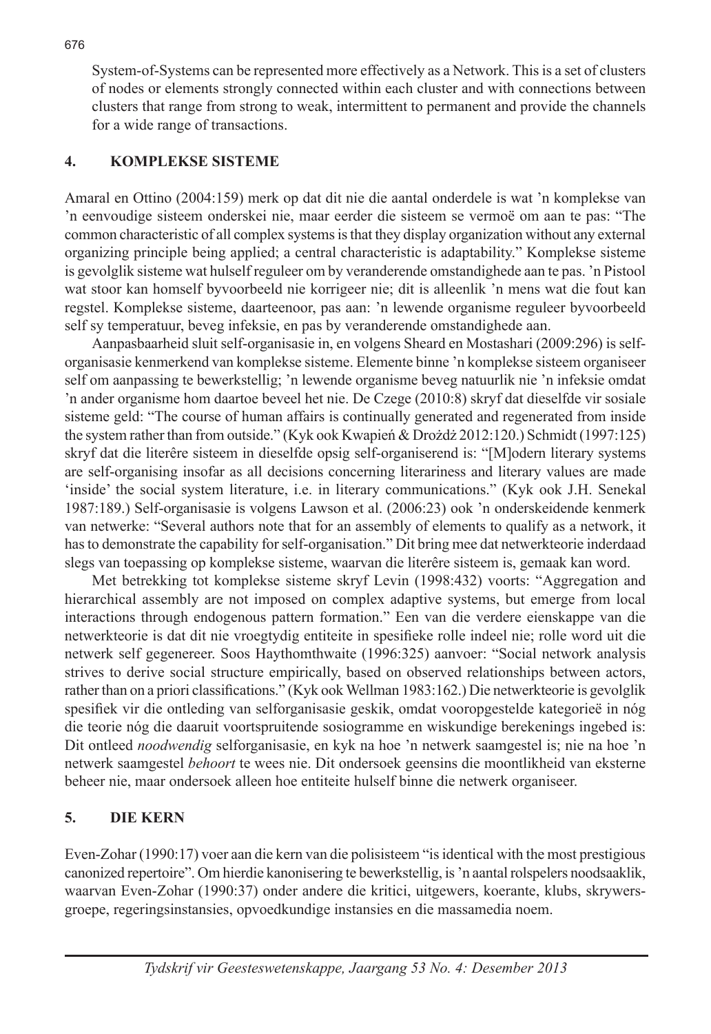System-of-Systems can be represented more effectively as a Network. This is a set of clusters of nodes or elements strongly connected within each cluster and with connections between clusters that range from strong to weak, intermittent to permanent and provide the channels for a wide range of transactions.

## 4. KOMPLEKSE SISTEME

Amaral en Ottino (2004:159) merk op dat dit nie die aantal onderdele is wat 'n komplekse van 'n eenvoudige sisteem onderskei nie, maar eerder die sisteem se vermoë om aan te pas: "The common characteristic of all complex systems is that they display organization without any external organizing principle being applied; a central characteristic is adaptability." Komplekse sisteme is gevolglik sisteme wat hulself reguleer om by veranderende omstandighede aan te pas. 'n Pistool wat stoor kan homself byvoorbeeld nie korrigeer nie; dit is alleenlik 'n mens wat die fout kan regstel. Komplekse sisteme, daarteenoor, pas aan: 'n lewende organisme reguleer byvoorbeeld self sy temperatuur, beveg infeksie, en pas by veranderende omstandighede aan.

Aanpasbaarheid sluit self-organisasie in, en volgens Sheard en Mostashari (2009:296) is self-organisasie kenmerkend van komplekse sisteme. Elemente binne 'n komplekse sisteem organiseer self om aanpassing te bewerkstellig; 'n lewende organisme beveg natuurlik nie 'n infeksie omdat 'n ander organisme hom daartoe beveel het nie. De Czege (2010:8) skryf dat dieselfde vir sosiale sisteme geld: "The course of human affairs is continually generated and regenerated from inside the system rather than from outside." (Kyk ook Kwapień & Drożdż 2012:120.) Schmidt (1997:125) skryf dat die literêre sisteem in dieselfde opsig self-organiserend is: "[M]odern literary systems are self-organising insofar as all decisions concerning literariness and literary values are made 'inside' the social system literature, i.e. in literary communications." (Kyk ook J.H. Senekal 1987:189.) Self-organisasie is volgens Lawson et al. (2006:23) ook 'n onderskeidende kenmerk van netwerke: "Several authors note that for an assembly of elements to qualify as a network, it has to demonstrate the capability for self-organisation." Dit bring mee dat netwerkteorie inderdaad slegs van toepassing op komplekse sisteme, waarvan die literêre sisteem is, gemaak kan word.

Met betrekking tot komplekse sisteme skryf Levin (1998:432) voorts: "Aggregation and hierarchical assembly are not imposed on complex adaptive systems, but emerge from local interactions through endogenous pattern formation." Een van die verdere eienskappe van die netwerkteorie is dat dit nie vroegtydig entiteite in spesifieke rolle indeel nie; rolle word uit die netwerk self gegenereer. Soos Haythomthwaite (1996:325) aanvoer: "Social network analysis strives to derive social structure empirically, based on observed relationships between actors, rather than on a priori classifications." (Kyk ook Wellman 1983:162.) Die netwerkteorie is gevolglik spesifiek vir die ontleding van selforganisasie geskik, omdat vooropgestelde kategorieë in nóg die teorie nóg die daaruit voortspruitende sosiogramme en wiskundige berekenings ingebed is: Dit ontleed *noodwendig* selforganisasie, en kyk na hoe 'n netwerk saamgestel is; nie na hoe 'n netwerk saamgestel *behoort* te wees nie. Dit ondersoek geensins die moontlikheid van eksterne beheer nie, maar ondersoek alleen hoe entiteite hulself binne die netwerk organiseer.

## 5. DIE KERN

Even-Zohar (1990:17) voer aan die kern van die polisisteem "is identical with the most prestigious canonized repertoire". Om hierdie kanonisering te bewerkstellig, is 'n aantal rolspelers noodsaaklik, waarvan Even-Zohar (1990:37) onder andere die kritici, uitgewers, koerante, klubs, skrywersgroepe, regeringsinstansies, opvoedkundige instansies en die massamedia noem.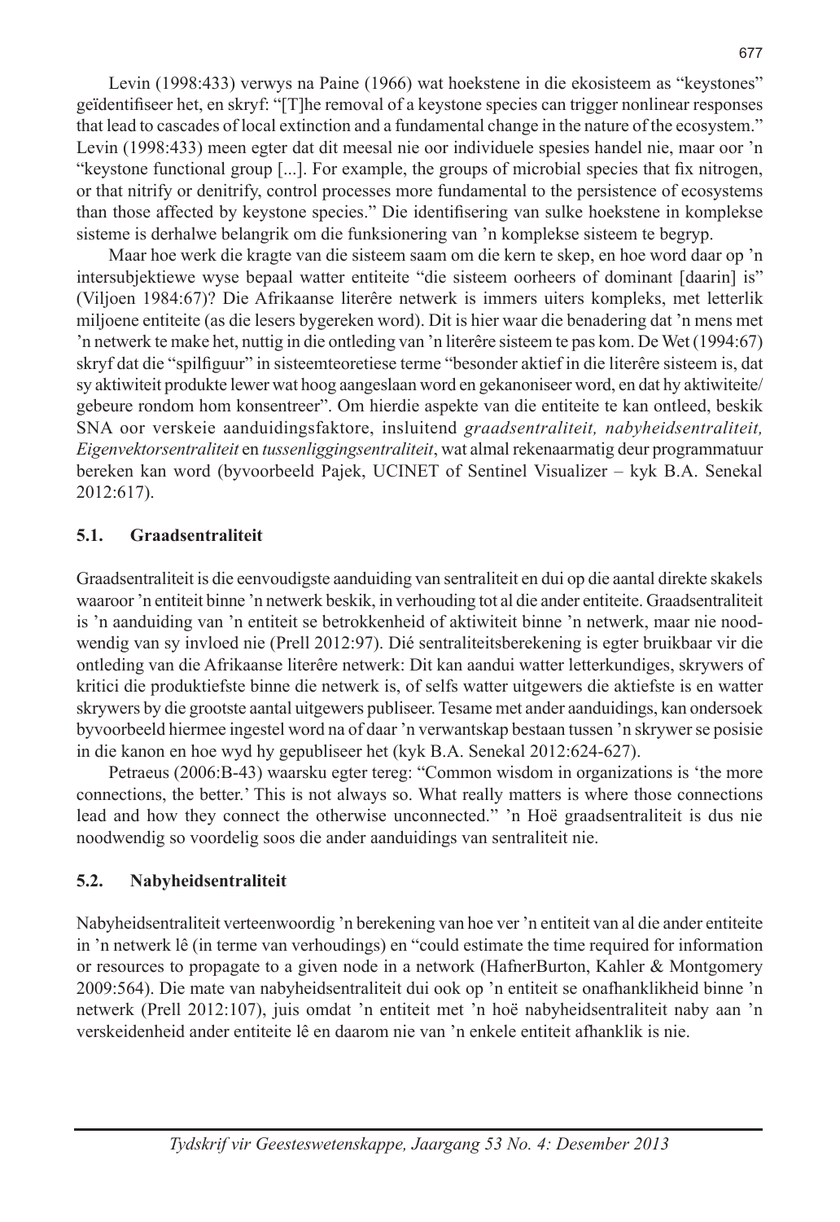Levin (1998:433) verwys na Paine (1966) wat hoekstene in die ekosisteem as "keystones" geïdentifiseer het, en skryf: "[T]he removal of a keystone species can trigger nonlinear responses that lead to cascades of local extinction and a fundamental change in the nature of the ecosystem." Levin (1998:433) meen egter dat dit meesal nie oor individuele spesies handel nie, maar oor 'n "keystone functional group [...]. For example, the groups of microbial species that fix nitrogen, or that nitrify or denitrify, control processes more fundamental to the persistence of ecosystems than those affected by keystone species." Die identifisering van sulke hoekstene in komplekse sisteme is derhalwe belangrik om die funksionering van 'n komplekse sisteem te begryp.

Maar hoe werk die kragte van die sisteem saam om die kern te skep, en hoe word daar op 'n intersubjektiewe wyse bepaal watter entiteite "die sisteem oorheers of dominant [daarin] is" (Viljoen 1984:67)? Die Afrikaanse literêre netwerk is immers uiters kompleks, met letterlik miljoene entiteite (as die lesers bygereken word). Dit is hier waar die benadering dat 'n mens met 'n netwerk te make het, nuttig in die ontleding van 'n literêre sisteem te pas kom. De Wet (1994:67) skryf dat die "spilfiguur" in sisteemteoretiese terme "besonder aktief in die literêre sisteem is, dat sy aktiwiteit produkte lewer wat hoog aangeslaan word en gekanoniseer word, en dat hy aktiwiteite/gebeure rondom hom konsentreer". Om hierdie aspekte van die entiteite te kan ontleed, beskik SNA oor verskeie aanduidingsfaktore, insluitend *graadsentraliteit, nabyheidsentraliteit, Eigenvektorsentraliteit* en *tussenliggingsentraliteit*, wat almal rekenaarmatig deur programmatuur bereken kan word (byvoorbeeld Pajek, UCINET of Sentinel Visualizer – kyk B.A. Senekal 2012:617).

## 5.1. Graadsentraliteit

Graadsentraliteit is die eenvoudigste aanduiding van sentraliteit en dui op die aantal direkte skakels waaroor 'n entiteit binne 'n netwerk beskik, in verhouding tot al die ander entiteite. Graadsentraliteit is 'n aanduiding van 'n entiteit se betrokkenheid of aktiwiteit binne 'n netwerk, maar nie noodwendig van sy invloed nie (Prell 2012:97). Dié sentraliteitsberekening is egter bruikbaar vir die ontleding van die Afrikaanse literêre netwerk: Dit kan aandui watter letterkundiges, skrywers of kritici die produktiefste binne die netwerk is, of selfs watter uitgewers die aktiefste is en watter skrywers by die grootste aantal uitgewers publiseer. Tesame met ander aanduidings, kan ondersoek byvoorbeeld hiermee ingestel word na of daar 'n verwantskap bestaan tussen 'n skrywer se posisie in die kanon en hoe wyd hy gepubliseer het (kyk B.A. Senekal 2012:624-627).

Petraeus (2006:B-43) waarsku egter tereg: "Common wisdom in organizations is 'the more connections, the better.' This is not always so. What really matters is where those connections lead and how they connect the otherwise unconnected." 'n Hoë graadsentraliteit is dus nie noodwendig so voordelig soos die ander aanduidings van sentraliteit nie.

## 5.2. Nabyheidsentraliteit

Nabyheidsentraliteit verteenwoordig 'n berekening van hoe ver 'n entiteit van al die ander entiteite in 'n netwerk lê (in terme van verhoudings) en "could estimate the time required for information or resources to propagate to a given node in a network (HafnerBurton, Kahler & Montgomery 2009:564). Die mate van nabyheidsentraliteit dui ook op 'n entiteit se onafhanklikheid binne 'n netwerk (Prell 2012:107), juis omdat 'n entiteit met 'n hoë nabyheidsentraliteit naby aan 'n verskeidenheid ander entiteite lê en daarom nie van 'n enkele entiteit afhanklik is nie.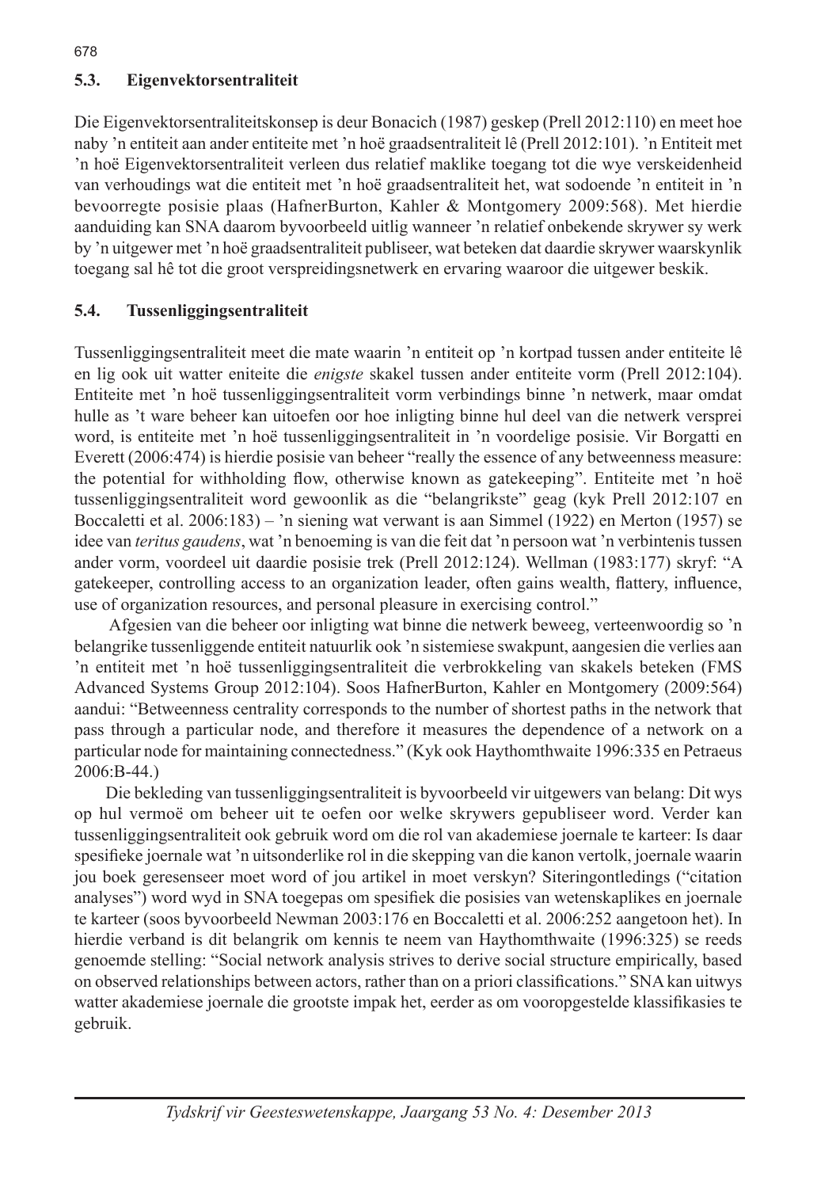### 5.3. Eigenvektorsentraliteit

Die Eigenvektorsentraliteitskonsep is deur Bonacich (1987) geskep (Prell 2012:110) en meet hoe naby 'n entiteit aan ander entiteite met 'n hoë graadsentraliteit lê (Prell 2012:101). 'n Entiteit met 'n hoë Eigenvektorsentraliteit verleen dus relatief maklike toegang tot die wye verskeidenheid van verhoudings wat die entiteit met 'n hoë graadsentraliteit het, wat sodoende 'n entiteit in 'n bevoorregte posisie plaas (HafnerBurton, Kahler & Montgomery 2009:568). Met hierdie aanduiding kan SNA daarom byvoorbeeld uitlig wanneer 'n relatief onbekende skrywer sy werk by 'n uitgewer met 'n hoë graadsentraliteit publiseer, wat beteken dat daardie skrywer waarskynlik toegang sal hê tot die groot verspreidingsnetwerk en ervaring waaroor die uitgewer beskik.

### 5.4. Tussenliggingsentraliteit

Tussenliggingsentraliteit meet die mate waarin 'n entiteit op 'n kortpad tussen ander entiteite lê en lig ook uit watter eniteite die *enigste* skakel tussen ander entiteite vorm (Prell 2012:104). Entiteite met 'n hoë tussenliggingsentraliteit vorm verbindings binne 'n netwerk, maar omdat hulle as 't ware beheer kan uitoefen oor hoe inligting binne hul deel van die netwerk versprei word, is entiteite met 'n hoë tussenliggingsentraliteit in 'n voordelige posisie. Vir Borgatti en Everett (2006:474) is hierdie posisie van beheer "really the essence of any betweenness measure: the potential for withholding flow, otherwise known as gatekeeping". Entiteite met 'n hoë tussenliggingsentraliteit word gewoonlik as die "belangrikste" geag (kyk Prell 2012:107 en Boccaletti et al. 2006:183) – 'n siening wat verwant is aan Simmel (1922) en Merton (1957) se idee van *teritus gaudens*, wat 'n benoeming is van die feit dat 'n persoon wat 'n verbintenis tussen ander vorm, voordeel uit daardie posisie trek (Prell 2012:124). Wellman (1983:177) skryf: "A gatekeeper, controlling access to an organization leader, often gains wealth, flattery, influence, use of organization resources, and personal pleasure in exercising control."

Afgesien van die beheer oor inligting wat binne die netwerk beweeg, verteenwoordig so 'n belangrike tussenliggende entiteit natuurlik ook 'n sistemiese swakpunt, aangesien die verlies aan 'n entiteit met 'n hoë tussenliggingsentraliteit die verbrokkeling van skakels beteken (FMS Advanced Systems Group 2012:104). Soos HafnerBurton, Kahler en Montgomery (2009:564) aandui: "Betweenness centrality corresponds to the number of shortest paths in the network that pass through a particular node, and therefore it measures the dependence of a network on a particular node for maintaining connectedness." (Kyk ook Haythomthwaite 1996:335 en Petraeus 2006:B-44.)

Die bekleding van tussenliggingsentraliteit is byvoorbeeld vir uitgewers van belang: Dit wys op hul vermoë om beheer uit te oefen oor welke skrywers gepubliseer word. Verder kan tussenliggingsentraliteit ook gebruik word om die rol van akademiese joernale te karteer: Is daar spesifieke joernale wat 'n uitsonderlike rol in die skepping van die kanon vertolk, joernale waarin jou boek geresenseer moet word of jou artikel in moet verskyn? Siteringontledings ("citation analyses") word wyd in SNA toegepas om spesifiek die posisies van wetenskaplikes en joernale te karteer (soos byvoorbeeld Newman 2003:176 en Boccaletti et al. 2006:252 aangetoon het). In hierdie verband is dit belangrik om kennis te neem van Haythomthwaite (1996:325) se reeds genoemde stelling: "Social network analysis strives to derive social structure empirically, based on observed relationships between actors, rather than on a priori classifications." SNA kan uitwys watter akademiese joernale die grootste impak het, eerder as om vooropgestelde klassifikasies te gebruik.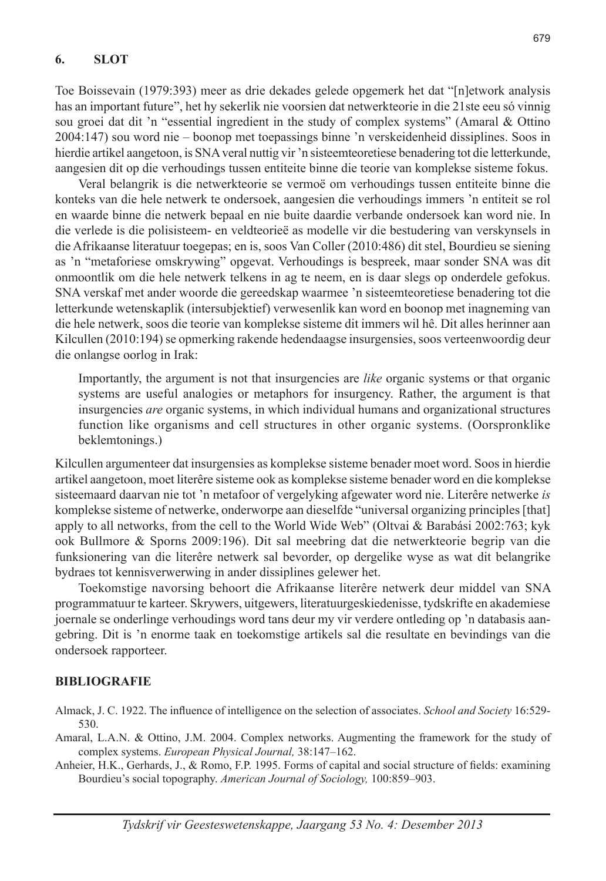## 6. SLOT

Toe Boissevain (1979:393) meer as drie dekades gelede opgemerk het dat "[n]etwork analysis has an important future", het hy sekerlik nie voorsien dat netwerkteorie in die 21ste eeu só vinnig sou groei dat dit 'n "essential ingredient in the study of complex systems" (Amaral & Ottino 2004:147) sou word nie – boonop met toepassings binne 'n verskeidenheid dissiplines. Soos in hierdie artikel aangetoon, is SNA veral nuttig vir 'n sisteemteoretiese benadering tot die letterkunde, aangesien dit op die verhoudings tussen entiteite binne die teorie van komplekse sisteme fokus.

Veral belangrik is die netwerkteorie se vermoë om verhoudings tussen entiteite binne die konteks van die hele netwerk te ondersoek, aangesien die verhoudings immers 'n entiteit se rol en waarde binne die netwerk bepaal en nie buite daardie verbande ondersoek kan word nie. In die verlede is die polisisteem- en veldteorieë as modelle vir die bestudering van verskynsels in die Afrikaanse literatuur toegepas; en is, soos Van Coller (2010:486) dit stel, Bourdieu se siening as 'n "metaforiese omskrywing" opgevat. Verhoudings is bespreek, maar sonder SNA was dit onmoontlik om die hele netwerk telkens in ag te neem, en is daar slegs op onderdele gefokus. SNA verskaf met ander woorde die gereedskap waarmee 'n sisteemteoretiese benadering tot die letterkunde wetenskaplik (intersubjektief) verwesenlik kan word en boonop met inagneming van die hele netwerk, soos die teorie van komplekse sisteme dit immers wil hê. Dit alles herinner aan Kilcullen (2010:194) se opmerking rakende hedendaagse insurgensies, soos verteenwoordig deur die onlangse oorlog in Irak:

> Importantly, the argument is not that insurgencies are *like* organic systems or that organic systems are useful analogies or metaphors for insurgency. Rather, the argument is that insurgencies *are* organic systems, in which individual humans and organizational structures function like organisms and cell structures in other organic systems. (Oorspronklike beklemtonings.)

Kilcullen argumenteer dat insurgensies as komplekse sisteme benader moet word. Soos in hierdie artikel aangetoon, moet literêre sisteme ook as komplekse sisteme benader word en die komplekse sisteemaard daarvan nie tot 'n metafoor of vergelyking afgewater word nie. Literêre netwerke *is* komplekse sisteme of netwerke, onderworpe aan dieselfde "universal organizing principles [that] apply to all networks, from the cell to the World Wide Web" (Oltvai & Barabási 2002:763; kyk ook Bullmore & Sporns 2009:196). Dit sal meebring dat die netwerkteorie begrip van die funksionering van die literêre netwerk sal bevorder, op dergelike wyse as wat dit belangrike bydraes tot kennisverwerwing in ander dissiplines gelewer het.

Toekomstige navorsing behoort die Afrikaanse literêre netwerk deur middel van SNA programmatuur te karteer. Skrywers, uitgewers, literatuurgeskiedenisse, tydskrifte en akademiese joernale se onderlinge verhoudings word tans deur my vir verdere ontleding op 'n databasis aangebring. Dit is 'n enorme taak en toekomstige artikels sal die resultate en bevindings van die ondersoek rapporteer.

## BIBLIOGRAFIE

Almack, J. C. 1922. The influence of intelligence on the selection of associates. *School and Society* 16:529-530.

Amaral, L.A.N. & Ottino, J.M. 2004. Complex networks. Augmenting the framework for the study of complex systems. *European Physical Journal,* 38:147–162.

Anheier, H.K., Gerhards, J., & Romo, F.P. 1995. Forms of capital and social structure of fields: examining Bourdieu's social topography. *American Journal of Sociology,* 100:859–903.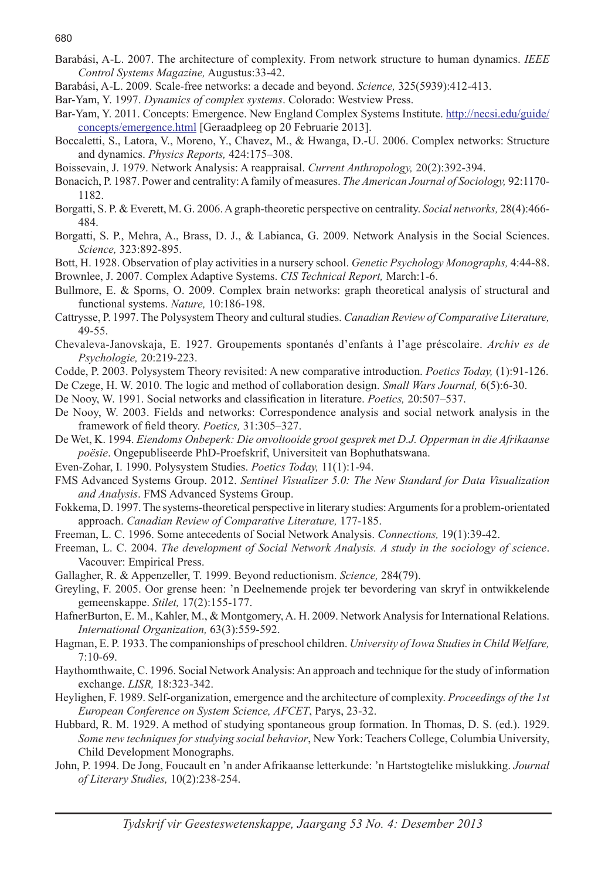Barabási, A-L. 2007. The architecture of complexity. From network structure to human dynamics. *IEEE Control Systems Magazine,* Augustus:33-42.

Barabási, A-L. 2009. Scale-free networks: a decade and beyond. *Science,* 325(5939):412-413.

Bar-Yam, Y. 1997. *Dynamics of complex systems*. Colorado: Westview Press.

Bar-Yam, Y. 2011. Concepts: Emergence. New England Complex Systems Institute. http://necsi.edu/guide/concepts/emergence.html [Geraadpleeg op 20 Februarie 2013].

Boccaletti, S., Latora, V., Moreno, Y., Chavez, M., & Hwanga, D.-U. 2006. Complex networks: Structure and dynamics. *Physics Reports,* 424:175–308.

Boissevain, J. 1979. Network Analysis: A reappraisal. *Current Anthropology,* 20(2):392-394.

Bonacich, P. 1987. Power and centrality: A family of measures. *The American Journal of Sociology,* 92:1170-1182.

Borgatti, S. P. & Everett, M. G. 2006. A graph-theoretic perspective on centrality. *Social networks,* 28(4):466-484.

Borgatti, S. P., Mehra, A., Brass, D. J., & Labianca, G. 2009. Network Analysis in the Social Sciences. *Science,* 323:892-895.

Bott, H. 1928. Observation of play activities in a nursery school. *Genetic Psychology Monographs,* 4:44-88.

Brownlee, J. 2007. Complex Adaptive Systems. *CIS Technical Report,* March:1-6.

Bullmore, E. & Sporns, O. 2009. Complex brain networks: graph theoretical analysis of structural and functional systems. *Nature,* 10:186-198.

Cattrysse, P. 1997. The Polysystem Theory and cultural studies. *Canadian Review of Comparative Literature,* 49-55.

Chevaleva-Janovskaja, E. 1927. Groupements spontanés d'enfants à l'age préscolaire. *Archiv es de Psychologie,* 20:219-223.

Codde, P. 2003. Polysystem Theory revisited: A new comparative introduction. *Poetics Today,* (1):91-126.

De Czege, H. W. 2010. The logic and method of collaboration design. *Small Wars Journal,* 6(5):6-30.

De Nooy, W. 1991. Social networks and classification in literature. *Poetics,* 20:507–537.

De Nooy, W. 2003. Fields and networks: Correspondence analysis and social network analysis in the framework of field theory. *Poetics,* 31:305–327.

De Wet, K. 1994. *Eiendoms Onbeperk: Die onvoltooide groot gesprek met D.J. Opperman in die Afrikaanse poësie*. Ongepubliseerde PhD-Proefskrif, Universiteit van Bophuthatswana.

Even-Zohar, I. 1990. Polysystem Studies. *Poetics Today,* 11(1):1-94.

FMS Advanced Systems Group. 2012. *Sentinel Visualizer 5.0: The New Standard for Data Visualization and Analysis*. FMS Advanced Systems Group.

Fokkema, D. 1997. The systems-theoretical perspective in literary studies: Arguments for a problem-orientated approach. *Canadian Review of Comparative Literature,* 177-185.

Freeman, L. C. 1996. Some antecedents of Social Network Analysis. *Connections,* 19(1):39-42.

Freeman, L. C. 2004. *The development of Social Network Analysis. A study in the sociology of science*. Vacouver: Empirical Press.

Gallagher, R. & Appenzeller, T. 1999. Beyond reductionism. *Science,* 284(79).

Greyling, F. 2005. Oor grense heen: 'n Deelnemende projek ter bevordering van skryf in ontwikkelende gemeenskappe. *Stilet,* 17(2):155-177.

HafnerBurton, E. M., Kahler, M., & Montgomery, A. H. 2009. Network Analysis for International Relations. *International Organization,* 63(3):559-592.

Hagman, E. P. 1933. The companionships of preschool children. *University of Iowa Studies in Child Welfare,* 7:10-69.

Haythomthwaite, C. 1996. Social Network Analysis: An approach and technique for the study of information exchange. *LISR,* 18:323-342.

Heylighen, F. 1989. Self-organization, emergence and the architecture of complexity. *Proceedings of the 1st European Conference on System Science, AFCET*, Parys, 23-32.

Hubbard, R. M. 1929. A method of studying spontaneous group formation. In Thomas, D. S. (ed.). 1929. *Some new techniques for studying social behavior*, New York: Teachers College, Columbia University, Child Development Monographs.

John, P. 1994. De Jong, Foucault en 'n ander Afrikaanse letterkunde: 'n Hartstogtelike mislukking. *Journal of Literary Studies,* 10(2):238-254.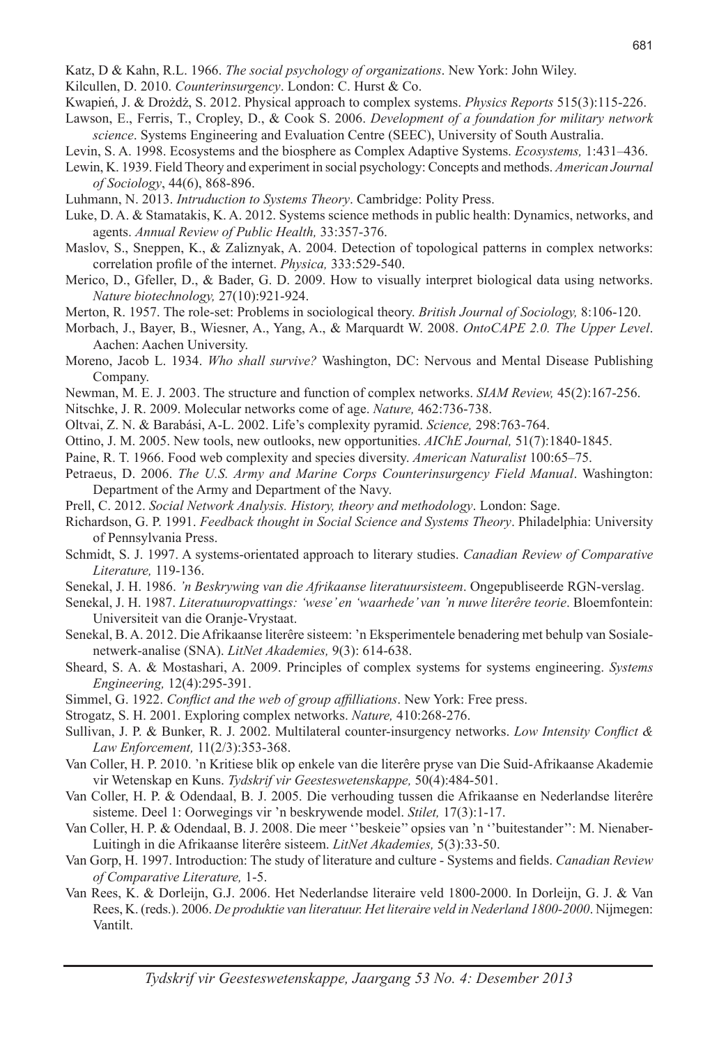Katz, D & Kahn, R.L. 1966. *The social psychology of organizations*. New York: John Wiley.

Kilcullen, D. 2010. *Counterinsurgency*. London: C. Hurst & Co.

Kwapień, J. & Drożdż, S. 2012. Physical approach to complex systems. *Physics Reports* 515(3):115-226.

Lawson, E., Ferris, T., Cropley, D., & Cook S. 2006. *Development of a foundation for military network science*. Systems Engineering and Evaluation Centre (SEEC), University of South Australia.

Levin, S. A. 1998. Ecosystems and the biosphere as Complex Adaptive Systems. *Ecosystems,* 1:431–436.

Lewin, K. 1939. Field Theory and experiment in social psychology: Concepts and methods. *American Journal of Sociology*, 44(6), 868-896.

Luhmann, N. 2013. *Intruduction to Systems Theory*. Cambridge: Polity Press.

Luke, D. A. & Stamatakis, K. A. 2012. Systems science methods in public health: Dynamics, networks, and agents. *Annual Review of Public Health,* 33:357-376.

Maslov, S., Sneppen, K., & Zaliznyak, A. 2004. Detection of topological patterns in complex networks: correlation profile of the internet. *Physica,* 333:529-540.

Merico, D., Gfeller, D., & Bader, G. D. 2009. How to visually interpret biological data using networks. *Nature biotechnology,* 27(10):921-924.

Merton, R. 1957. The role-set: Problems in sociological theory. *British Journal of Sociology,* 8:106-120.

Morbach, J., Bayer, B., Wiesner, A., Yang, A., & Marquardt W. 2008. *OntoCAPE 2.0. The Upper Level*. Aachen: Aachen University.

Moreno, Jacob L. 1934. *Who shall survive?* Washington, DC: Nervous and Mental Disease Publishing Company.

Newman, M. E. J. 2003. The structure and function of complex networks. *SIAM Review,* 45(2):167-256.

Nitschke, J. R. 2009. Molecular networks come of age. *Nature,* 462:736-738.

Oltvai, Z. N. & Barabási, A-L. 2002. Life's complexity pyramid. *Science,* 298:763-764.

Ottino, J. M. 2005. New tools, new outlooks, new opportunities. *AIChE Journal,* 51(7):1840-1845.

Paine, R. T. 1966. Food web complexity and species diversity. *American Naturalist* 100:65–75.

Petraeus, D. 2006. *The U.S. Army and Marine Corps Counterinsurgency Field Manual*. Washington: Department of the Army and Department of the Navy.

Prell, C. 2012. *Social Network Analysis. History, theory and methodology*. London: Sage.

Richardson, G. P. 1991. *Feedback thought in Social Science and Systems Theory*. Philadelphia: University of Pennsylvania Press.

Schmidt, S. J. 1997. A systems-orientated approach to literary studies. *Canadian Review of Comparative Literature,* 119-136.

Senekal, J. H. 1986. *'n Beskrywing van die Afrikaanse literatuursisteem*. Ongepubliseerde RGN-verslag.

Senekal, J. H. 1987. *Literatuuropvattings: 'wese' en 'waarhede' van 'n nuwe literêre teorie*. Bloemfontein: Universiteit van die Oranje-Vrystaat.

Senekal, B. A. 2012. Die Afrikaanse literêre sisteem: 'n Eksperimentele benadering met behulp van Sosiale-netwerk-analise (SNA). *LitNet Akademies,* 9(3): 614-638.

Sheard, S. A. & Mostashari, A. 2009. Principles of complex systems for systems engineering. *Systems Engineering,* 12(4):295-391.

Simmel, G. 1922. *Conflict and the web of group affilliations*. New York: Free press.

Strogatz, S. H. 2001. Exploring complex networks. *Nature,* 410:268-276.

Sullivan, J. P. & Bunker, R. J. 2002. Multilateral counter-insurgency networks. *Low Intensity Conflict & Law Enforcement,* 11(2/3):353-368.

Van Coller, H. P. 2010. 'n Kritiese blik op enkele van die literêre pryse van Die Suid-Afrikaanse Akademie vir Wetenskap en Kuns. *Tydskrif vir Geesteswetenskappe,* 50(4):484-501.

Van Coller, H. P. & Odendaal, B. J. 2005. Die verhouding tussen die Afrikaanse en Nederlandse literêre sisteme. Deel 1: Oorwegings vir 'n beskrywende model. *Stilet,* 17(3):1-17.

Van Coller, H. P. & Odendaal, B. J. 2008. Die meer ''beskeie'' opsies van 'n ''buitestander'': M. Nienaber-Luitingh in die Afrikaanse literêre sisteem. *LitNet Akademies,* 5(3):33-50.

Van Gorp, H. 1997. Introduction: The study of literature and culture - Systems and fields. *Canadian Review of Comparative Literature,* 1-5.

Van Rees, K. & Dorleijn, G.J. 2006. Het Nederlandse literaire veld 1800-2000. In Dorleijn, G. J. & Van Rees, K. (reds.). 2006. *De produktie van literatuur. Het literaire veld in Nederland 1800-2000*. Nijmegen: Vantilt.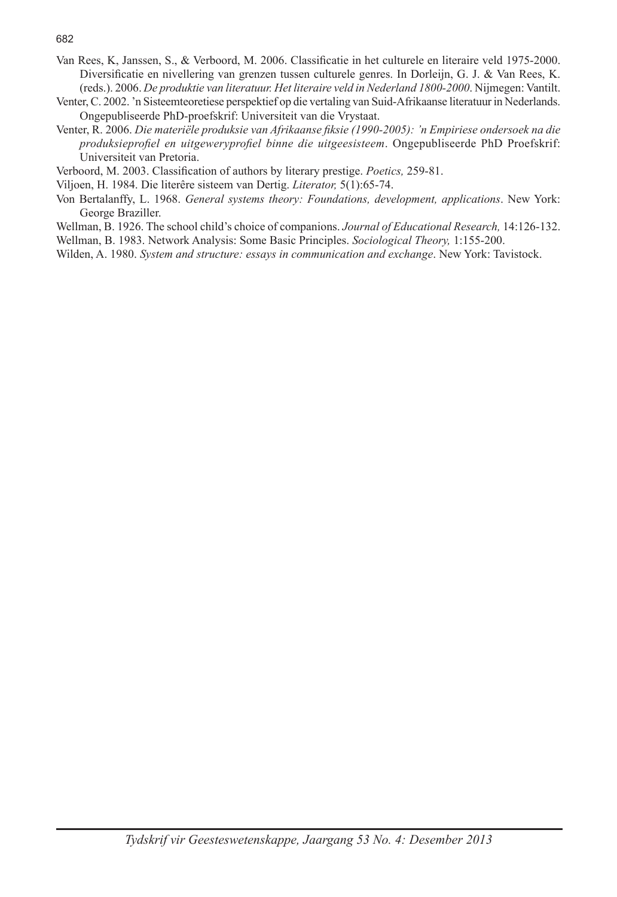Van Rees, K, Janssen, S., & Verboord, M. 2006. Classificatie in het culturele en literaire veld 1975-2000. Diversificatie en nivellering van grenzen tussen culturele genres. In Dorleijn, G. J. & Van Rees, K. (reds.). 2006. *De produktie van literatuur. Het literaire veld in Nederland 1800-2000*. Nijmegen: Vantilt.

Venter, C. 2002. 'n Sisteemteoretiese perspektief op die vertaling van Suid-Afrikaanse literatuur in Nederlands. Ongepubliseerde PhD-proefskrif: Universiteit van die Vrystaat.

Venter, R. 2006. *Die materiële produksie van Afrikaanse fiksie (1990-2005): 'n Empiriese ondersoek na die produksieprofiel en uitgeweryprofiel binne die uitgeesisteem*. Ongepubliseerde PhD Proefskrif: Universiteit van Pretoria.

Verboord, M. 2003. Classification of authors by literary prestige. *Poetics,* 259-81.

Viljoen, H. 1984. Die literêre sisteem van Dertig. *Literator,* 5(1):65-74.

Von Bertalanffy, L. 1968. *General systems theory: Foundations, development, applications*. New York: George Braziller.

Wellman, B. 1926. The school child's choice of companions. *Journal of Educational Research,* 14:126-132.

Wellman, B. 1983. Network Analysis: Some Basic Principles. *Sociological Theory,* 1:155-200.

Wilden, A. 1980. *System and structure: essays in communication and exchange*. New York: Tavistock.